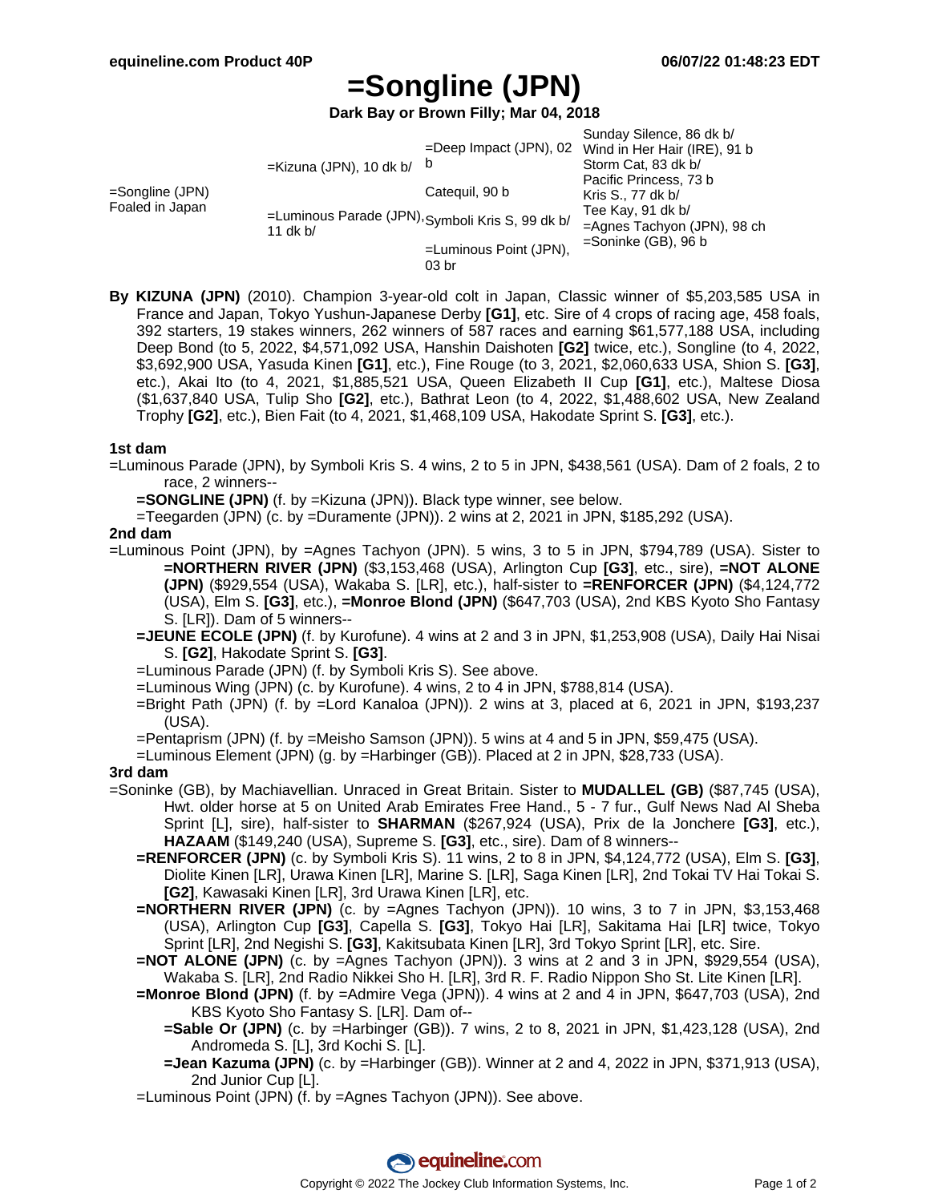# =Songline (JPN)

**Dark Bay or Brown Filly; Mar 04, 2018**

| | | | |
|---|---|---|---|
| =Songline (JPN) Foaled in Japan | =Kizuna (JPN), 10 dk b/ | =Deep Impact (JPN), 02 b | Sunday Silence, 86 dk b/ |
| | | | Wind in Her Hair (IRE), 91 b |
| | | Catequil, 90 b | Storm Cat, 83 dk b/ |
| | | | Pacific Princess, 73 b |
| | =Luminous Parade (JPN), 11 dk b/ | Symboli Kris S, 99 dk b/ | Kris S., 77 dk b/ |
| | | | Tee Kay, 91 dk b/ |
| | | =Luminous Point (JPN), 03 br | =Agnes Tachyon (JPN), 98 ch |
| | | | =Soninke (GB), 96 b |

**By KIZUNA (JPN)** (2010). Champion 3-year-old colt in Japan, Classic winner of $5,203,585 USA in France and Japan, Tokyo Yushun-Japanese Derby **[G1]**, etc. Sire of 4 crops of racing age, 458 foals, 392 starters, 19 stakes winners, 262 winners of 587 races and earning $61,577,188 USA, including Deep Bond (to 5, 2022, $4,571,092 USA, Hanshin Daishoten **[G2]** twice, etc.), Songline (to 4, 2022, $3,692,900 USA, Yasuda Kinen **[G1]**, etc.), Fine Rouge (to 3, 2021, $2,060,633 USA, Shion S. **[G3]**, etc.), Akai Ito (to 4, 2021, $1,885,521 USA, Queen Elizabeth II Cup **[G1]**, etc.), Maltese Diosa ($1,637,840 USA, Tulip Sho **[G2]**, etc.), Bathrat Leon (to 4, 2022, $1,488,602 USA, New Zealand Trophy **[G2]**, etc.), Bien Fait (to 4, 2021, $1,468,109 USA, Hakodate Sprint S. **[G3]**, etc.).

### 1st dam

=Luminous Parade (JPN), by Symboli Kris S. 4 wins, 2 to 5 in JPN, $438,561 (USA). Dam of 2 foals, 2 to race, 2 winners--

- **=SONGLINE (JPN)** (f. by =Kizuna (JPN)). Black type winner, see below.
- =Teegarden (JPN) (c. by =Duramente (JPN)). 2 wins at 2, 2021 in JPN, $185,292 (USA).

### 2nd dam

=Luminous Point (JPN), by =Agnes Tachyon (JPN). 5 wins, 3 to 5 in JPN, $794,789 (USA). Sister to **=NORTHERN RIVER (JPN)** ($3,153,468 (USA), Arlington Cup **[G3]**, etc., sire), **=NOT ALONE (JPN)** ($929,554 (USA), Wakaba S. [LR], etc.), half-sister to **=RENFORCER (JPN)** ($4,124,772 (USA), Elm S. **[G3]**, etc.), **=Monroe Blond (JPN)** ($647,703 (USA), 2nd KBS Kyoto Sho Fantasy S. [LR]). Dam of 5 winners--

- **=JEUNE ECOLE (JPN)** (f. by Kurofune). 4 wins at 2 and 3 in JPN, $1,253,908 (USA), Daily Hai Nisai S. **[G2]**, Hakodate Sprint S. **[G3]**.
- =Luminous Parade (JPN) (f. by Symboli Kris S). See above.
- =Luminous Wing (JPN) (c. by Kurofune). 4 wins, 2 to 4 in JPN, $788,814 (USA).
- =Bright Path (JPN) (f. by =Lord Kanaloa (JPN)). 2 wins at 3, placed at 6, 2021 in JPN, $193,237 (USA).
- =Pentaprism (JPN) (f. by =Meisho Samson (JPN)). 5 wins at 4 and 5 in JPN, $59,475 (USA).
- =Luminous Element (JPN) (g. by =Harbinger (GB)). Placed at 2 in JPN, $28,733 (USA).

### 3rd dam

=Soninke (GB), by Machiavellian. Unraced in Great Britain. Sister to **MUDALLEL (GB)** ($87,745 (USA), Hwt. older horse at 5 on United Arab Emirates Free Hand., 5 - 7 fur., Gulf News Nad Al Sheba Sprint [L], sire), half-sister to **SHARMAN** ($267,924 (USA), Prix de la Jonchere **[G3]**, etc.), **HAZAAM** ($149,240 (USA), Supreme S. **[G3]**, etc., sire). Dam of 8 winners--

- **=RENFORCER (JPN)** (c. by Symboli Kris S). 11 wins, 2 to 8 in JPN, $4,124,772 (USA), Elm S. **[G3]**, Diolite Kinen [LR], Urawa Kinen [LR], Marine S. [LR], Saga Kinen [LR], 2nd Tokai TV Hai Tokai S. **[G2]**, Kawasaki Kinen [LR], 3rd Urawa Kinen [LR], etc.
- **=NORTHERN RIVER (JPN)** (c. by =Agnes Tachyon (JPN)). 10 wins, 3 to 7 in JPN, $3,153,468 (USA), Arlington Cup **[G3]**, Capella S. **[G3]**, Tokyo Hai [LR], Sakitama Hai [LR] twice, Tokyo Sprint [LR], 2nd Negishi S. **[G3]**, Kakitsubata Kinen [LR], 3rd Tokyo Sprint [LR], etc. Sire.
- **=NOT ALONE (JPN)** (c. by =Agnes Tachyon (JPN)). 3 wins at 2 and 3 in JPN, $929,554 (USA), Wakaba S. [LR], 2nd Radio Nikkei Sho H. [LR], 3rd R. F. Radio Nippon Sho St. Lite Kinen [LR].
- **=Monroe Blond (JPN)** (f. by =Admire Vega (JPN)). 4 wins at 2 and 4 in JPN, $647,703 (USA), 2nd KBS Kyoto Sho Fantasy S. [LR]. Dam of--
  - **=Sable Or (JPN)** (c. by =Harbinger (GB)). 7 wins, 2 to 8, 2021 in JPN, $1,423,128 (USA), 2nd Andromeda S. [L], 3rd Kochi S. [L].
  - **=Jean Kazuma (JPN)** (c. by =Harbinger (GB)). Winner at 2 and 4, 2022 in JPN, $371,913 (USA), 2nd Junior Cup [L].
- =Luminous Point (JPN) (f. by =Agnes Tachyon (JPN)). See above.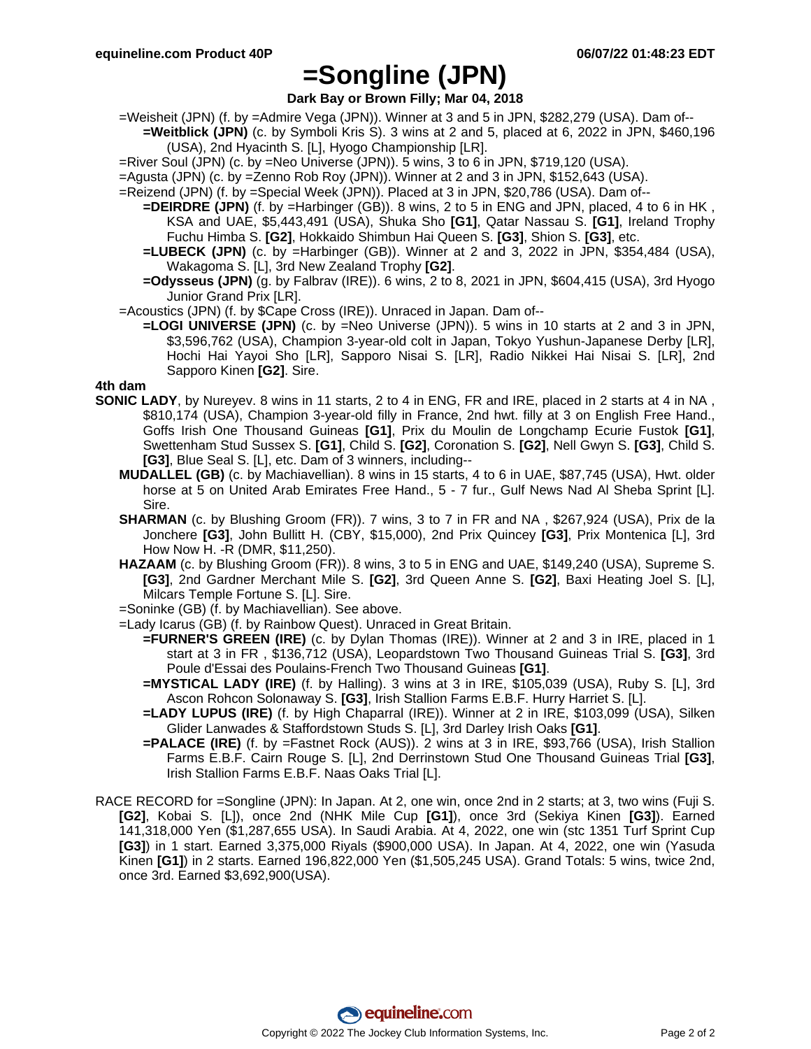# =Songline (JPN)

**Dark Bay or Brown Filly; Mar 04, 2018**

=Weisheit (JPN) (f. by =Admire Vega (JPN)). Winner at 3 and 5 in JPN, $282,279 (USA). Dam of--

**=Weitblick (JPN)** (c. by Symboli Kris S). 3 wins at 2 and 5, placed at 6, 2022 in JPN, $460,196 (USA), 2nd Hyacinth S. [L], Hyogo Championship [LR].

=River Soul (JPN) (c. by =Neo Universe (JPN)). 5 wins, 3 to 6 in JPN, $719,120 (USA).

=Agusta (JPN) (c. by =Zenno Rob Roy (JPN)). Winner at 2 and 3 in JPN, $152,643 (USA).

=Reizend (JPN) (f. by =Special Week (JPN)). Placed at 3 in JPN, $20,786 (USA). Dam of--

**=DEIRDRE (JPN)** (f. by =Harbinger (GB)). 8 wins, 2 to 5 in ENG and JPN, placed, 4 to 6 in HK , KSA and UAE, $5,443,491 (USA), Shuka Sho **[G1]**, Qatar Nassau S. **[G1]**, Ireland Trophy Fuchu Himba S. **[G2]**, Hokkaido Shimbun Hai Queen S. **[G3]**, Shion S. **[G3]**, etc.

**=LUBECK (JPN)** (c. by =Harbinger (GB)). Winner at 2 and 3, 2022 in JPN, $354,484 (USA), Wakagoma S. [L], 3rd New Zealand Trophy **[G2]**.

**=Odysseus (JPN)** (g. by Falbrav (IRE)). 6 wins, 2 to 8, 2021 in JPN, $604,415 (USA), 3rd Hyogo Junior Grand Prix [LR].

=Acoustics (JPN) (f. by $Cape Cross (IRE)). Unraced in Japan. Dam of--

**=LOGI UNIVERSE (JPN)** (c. by =Neo Universe (JPN)). 5 wins in 10 starts at 2 and 3 in JPN, $3,596,762 (USA), Champion 3-year-old colt in Japan, Tokyo Yushun-Japanese Derby [LR], Hochi Hai Yayoi Sho [LR], Sapporo Nisai S. [LR], Radio Nikkei Hai Nisai S. [LR], 2nd Sapporo Kinen **[G2]**. Sire.

**4th dam**

**SONIC LADY**, by Nureyev. 8 wins in 11 starts, 2 to 4 in ENG, FR and IRE, placed in 2 starts at 4 in NA , $810,174 (USA), Champion 3-year-old filly in France, 2nd hwt. filly at 3 on English Free Hand., Goffs Irish One Thousand Guineas **[G1]**, Prix du Moulin de Longchamp Ecurie Fustok **[G1]**, Swettenham Stud Sussex S. **[G1]**, Child S. **[G2]**, Coronation S. **[G2]**, Nell Gwyn S. **[G3]**, Child S. **[G3]**, Blue Seal S. [L], etc. Dam of 3 winners, including--

**MUDALLEL (GB)** (c. by Machiavellian). 8 wins in 15 starts, 4 to 6 in UAE, $87,745 (USA), Hwt. older horse at 5 on United Arab Emirates Free Hand., 5 - 7 fur., Gulf News Nad Al Sheba Sprint [L]. Sire.

**SHARMAN** (c. by Blushing Groom (FR)). 7 wins, 3 to 7 in FR and NA , $267,924 (USA), Prix de la Jonchere **[G3]**, John Bullitt H. (CBY, $15,000), 2nd Prix Quincey **[G3]**, Prix Montenica [L], 3rd How Now H. -R (DMR, $11,250).

**HAZAAM** (c. by Blushing Groom (FR)). 8 wins, 3 to 5 in ENG and UAE, $149,240 (USA), Supreme S. **[G3]**, 2nd Gardner Merchant Mile S. **[G2]**, 3rd Queen Anne S. **[G2]**, Baxi Heating Joel S. [L], Milcars Temple Fortune S. [L]. Sire.

=Soninke (GB) (f. by Machiavellian). See above.

=Lady Icarus (GB) (f. by Rainbow Quest). Unraced in Great Britain.

**=FURNER'S GREEN (IRE)** (c. by Dylan Thomas (IRE)). Winner at 2 and 3 in IRE, placed in 1 start at 3 in FR , $136,712 (USA), Leopardstown Two Thousand Guineas Trial S. **[G3]**, 3rd Poule d'Essai des Poulains-French Two Thousand Guineas **[G1]**.

**=MYSTICAL LADY (IRE)** (f. by Halling). 3 wins at 3 in IRE, $105,039 (USA), Ruby S. [L], 3rd Ascon Rohcon Solonaway S. **[G3]**, Irish Stallion Farms E.B.F. Hurry Harriet S. [L].

**=LADY LUPUS (IRE)** (f. by High Chaparral (IRE)). Winner at 2 in IRE, $103,099 (USA), Silken Glider Lanwades & Staffordstown Studs S. [L], 3rd Darley Irish Oaks **[G1]**.

**=PALACE (IRE)** (f. by =Fastnet Rock (AUS)). 2 wins at 3 in IRE, $93,766 (USA), Irish Stallion Farms E.B.F. Cairn Rouge S. [L], 2nd Derrinstown Stud One Thousand Guineas Trial **[G3]**, Irish Stallion Farms E.B.F. Naas Oaks Trial [L].

RACE RECORD for =Songline (JPN): In Japan. At 2, one win, once 2nd in 2 starts; at 3, two wins (Fuji S. **[G2]**, Kobai S. [L]), once 2nd (NHK Mile Cup **[G1]**), once 3rd (Sekiya Kinen **[G3]**). Earned 141,318,000 Yen ($1,287,655 USA). In Saudi Arabia. At 4, 2022, one win (stc 1351 Turf Sprint Cup **[G3]**) in 1 start. Earned 3,375,000 Riyals ($900,000 USA). In Japan. At 4, 2022, one win (Yasuda Kinen **[G1]**) in 2 starts. Earned 196,822,000 Yen ($1,505,245 USA). Grand Totals: 5 wins, twice 2nd, once 3rd. Earned $3,692,900(USA).